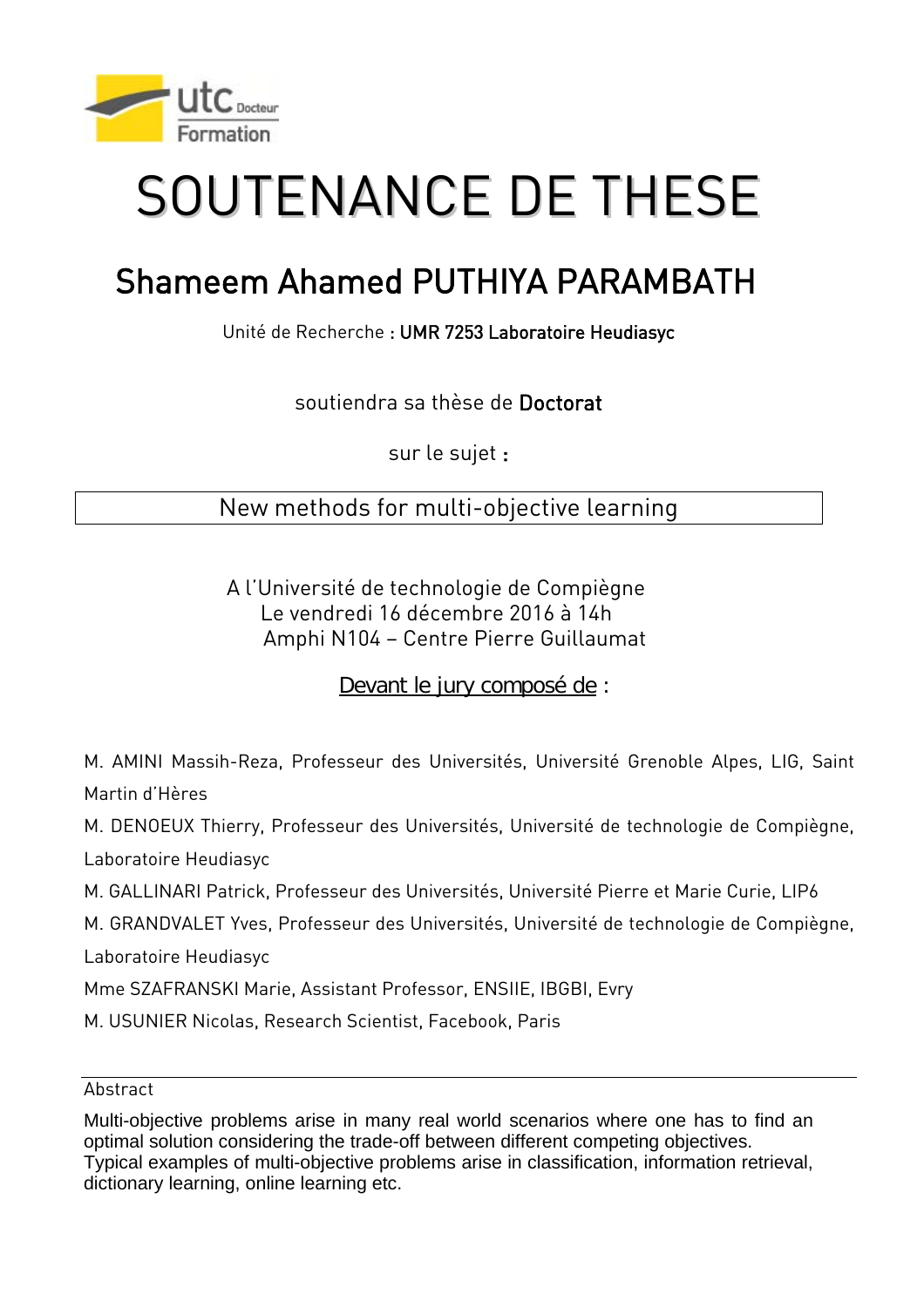utc Docteur Formation

# SOUTENANCE DE THESE

## Shameem Ahamed PUTHIYA PARAMBATH

Unité de Recherche : **UMR 7253 Laboratoire Heudiasyc**

soutiendra sa thèse de **Doctorat**

sur le sujet :

New methods for multi-objective learning

A l'Université de technologie de Compiègne
Le vendredi 16 décembre 2016 à 14h
Amphi N104 – Centre Pierre Guillaumat

Devant le jury composé de :

M. AMINI Massih-Reza, Professeur des Universités, Université Grenoble Alpes, LIG, Saint Martin d'Hères

M. DENOEUX Thierry, Professeur des Universités, Université de technologie de Compiègne, Laboratoire Heudiasyc

M. GALLINARI Patrick, Professeur des Universités, Université Pierre et Marie Curie, LIP6

M. GRANDVALET Yves, Professeur des Universités, Université de technologie de Compiègne, Laboratoire Heudiasyc

Mme SZAFRANSKI Marie, Assistant Professor, ENSIIE, IBGBI, Evry

M. USUNIER Nicolas, Research Scientist, Facebook, Paris

Abstract

Multi-objective problems arise in many real world scenarios where one has to find an optimal solution considering the trade-off between different competing objectives.
Typical examples of multi-objective problems arise in classification, information retrieval, dictionary learning, online learning etc.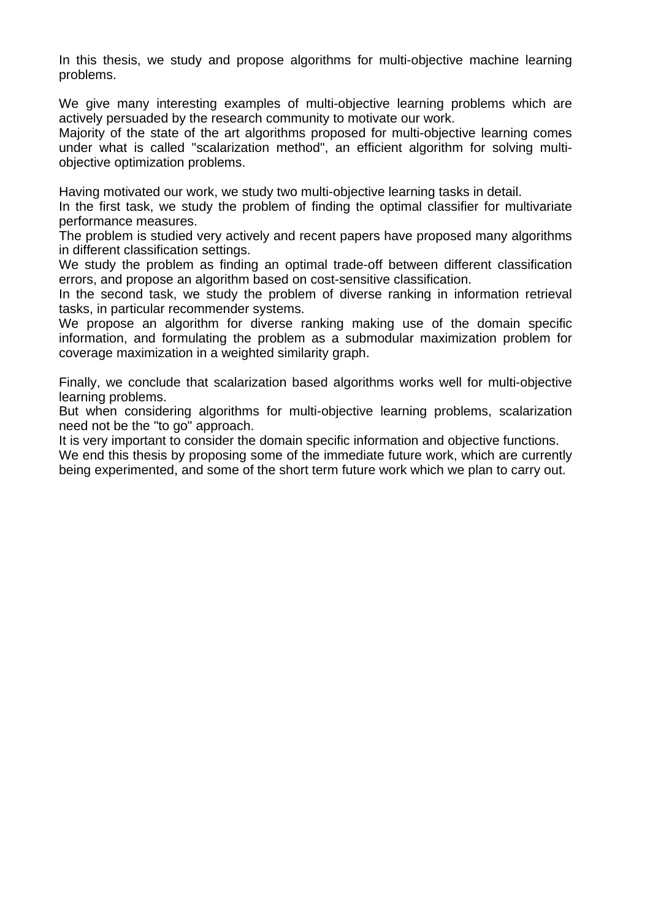In this thesis, we study and propose algorithms for multi-objective machine learning problems.

We give many interesting examples of multi-objective learning problems which are actively persuaded by the research community to motivate our work.
Majority of the state of the art algorithms proposed for multi-objective learning comes under what is called "scalarization method", an efficient algorithm for solving multi-objective optimization problems.

Having motivated our work, we study two multi-objective learning tasks in detail.
In the first task, we study the problem of finding the optimal classifier for multivariate performance measures.
The problem is studied very actively and recent papers have proposed many algorithms in different classification settings.
We study the problem as finding an optimal trade-off between different classification errors, and propose an algorithm based on cost-sensitive classification.
In the second task, we study the problem of diverse ranking in information retrieval tasks, in particular recommender systems.
We propose an algorithm for diverse ranking making use of the domain specific information, and formulating the problem as a submodular maximization problem for coverage maximization in a weighted similarity graph.

Finally, we conclude that scalarization based algorithms works well for multi-objective learning problems.
But when considering algorithms for multi-objective learning problems, scalarization need not be the "to go" approach.
It is very important to consider the domain specific information and objective functions.
We end this thesis by proposing some of the immediate future work, which are currently being experimented, and some of the short term future work which we plan to carry out.